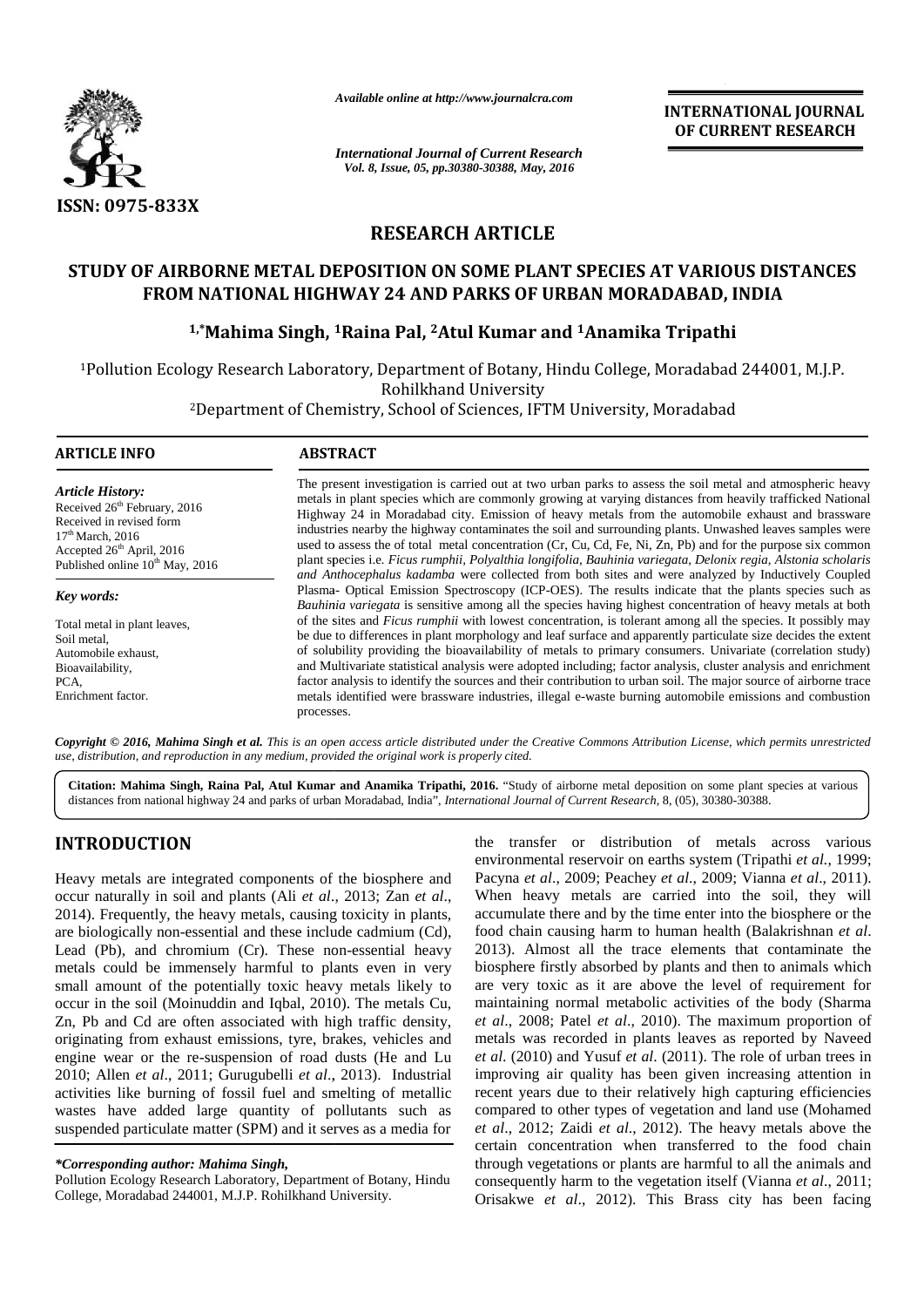*Available online at http://www.journalcra.com*

*International Journal of Current Research*
*Vol. 8, Issue, 05, pp.30380-30388, May, 2016*

**INTERNATIONAL JOURNAL OF CURRENT RESEARCH**

**ISSN: 0975-833X**

## RESEARCH ARTICLE

# STUDY OF AIRBORNE METAL DEPOSITION ON SOME PLANT SPECIES AT VARIOUS DISTANCES FROM NATIONAL HIGHWAY 24 AND PARKS OF URBAN MORADABAD, INDIA

**[1,*]Mahima Singh, [1]Raina Pal, [2]Atul Kumar and [1]Anamika Tripathi**

[1]Pollution Ecology Research Laboratory, Department of Botany, Hindu College, Moradabad 244001, M.J.P. Rohilkhand University

[2]Department of Chemistry, School of Sciences, IFTM University, Moradabad

### ARTICLE INFO

*Article History:*

Received 26[th] February, 2016
Received in revised form
17[th] March, 2016
Accepted 26[th] April, 2016
Published online 10[th] May, 2016

*Key words:*

Total metal in plant leaves,
Soil metal,
Automobile exhaust,
Bioavailability,
PCA,
Enrichment factor.

### ABSTRACT

The present investigation is carried out at two urban parks to assess the soil metal and atmospheric heavy metals in plant species which are commonly growing at varying distances from heavily trafficked National Highway 24 in Moradabad city. Emission of heavy metals from the automobile exhaust and brassware industries nearby the highway contaminates the soil and surrounding plants. Unwashed leaves samples were used to assess the of total metal concentration (Cr, Cu, Cd, Fe, Ni, Zn, Pb) and for the purpose six common plant species i.e. *Ficus rumphii, Polyalthia longifolia, Bauhinia variegata, Delonix regia, Alstonia scholaris and Anthocephalus kadamba* were collected from both sites and were analyzed by Inductively Coupled Plasma- Optical Emission Spectroscopy (ICP-OES). The results indicate that the plants species such as *Bauhinia variegata* is sensitive among all the species having highest concentration of heavy metals at both of the sites and *Ficus rumphii* with lowest concentration, is tolerant among all the species. It possibly may be due to differences in plant morphology and leaf surface and apparently particulate size decides the extent of solubility providing the bioavailability of metals to primary consumers. Univariate (correlation study) and Multivariate statistical analysis were adopted including; factor analysis, cluster analysis and enrichment factor analysis to identify the sources and their contribution to urban soil. The major source of airborne trace metals identified were brassware industries, illegal e-waste burning automobile emissions and combustion processes.

***Copyright © 2016, Mahima Singh et al.** This is an open access article distributed under the Creative Commons Attribution License, which permits unrestricted use, distribution, and reproduction in any medium, provided the original work is properly cited.*

**Citation: Mahima Singh, Raina Pal, Atul Kumar and Anamika Tripathi, 2016.** "Study of airborne metal deposition on some plant species at various distances from national highway 24 and parks of urban Moradabad, India", *International Journal of Current Research*, 8, (05), 30380-30388.

## INTRODUCTION

Heavy metals are integrated components of the biosphere and occur naturally in soil and plants (Ali *et al*., 2013; Zan *et al*., 2014). Frequently, the heavy metals, causing toxicity in plants, are biologically non-essential and these include cadmium (Cd), Lead (Pb), and chromium (Cr). These non-essential heavy metals could be immensely harmful to plants even in very small amount of the potentially toxic heavy metals likely to occur in the soil (Moinuddin and Iqbal, 2010). The metals Cu, Zn, Pb and Cd are often associated with high traffic density, originating from exhaust emissions, tyre, brakes, vehicles and engine wear or the re-suspension of road dusts (He and Lu 2010; Allen *et al*., 2011; Gurugubelli *et al*., 2013). Industrial activities like burning of fossil fuel and smelting of metallic wastes have added large quantity of pollutants such as suspended particulate matter (SPM) and it serves as a media for the transfer or distribution of metals across various environmental reservoir on earths system (Tripathi *et al.*, 1999; Pacyna *et al*., 2009; Peachey *et al*., 2009; Vianna *et al*., 2011). When heavy metals are carried into the soil, they will accumulate there and by the time enter into the biosphere or the food chain causing harm to human health (Balakrishnan *et al*. 2013). Almost all the trace elements that contaminate the biosphere firstly absorbed by plants and then to animals which are very toxic as it are above the level of requirement for maintaining normal metabolic activities of the body (Sharma *et al*., 2008; Patel *et al*., 2010). The maximum proportion of metals was recorded in plants leaves as reported by Naveed *et al*. (2010) and Yusuf *et al*. (2011). The role of urban trees in improving air quality has been given increasing attention in recent years due to their relatively high capturing efficiencies compared to other types of vegetation and land use (Mohamed *et al*., 2012; Zaidi *et al*., 2012). The heavy metals above the certain concentration when transferred to the food chain through vegetations or plants are harmful to all the animals and consequently harm to the vegetation itself (Vianna *et al*., 2011; Orisakwe *et al*., 2012). This Brass city has been facing

***Corresponding author: Mahima Singh,***
Pollution Ecology Research Laboratory, Department of Botany, Hindu College, Moradabad 244001, M.J.P. Rohilkhand University.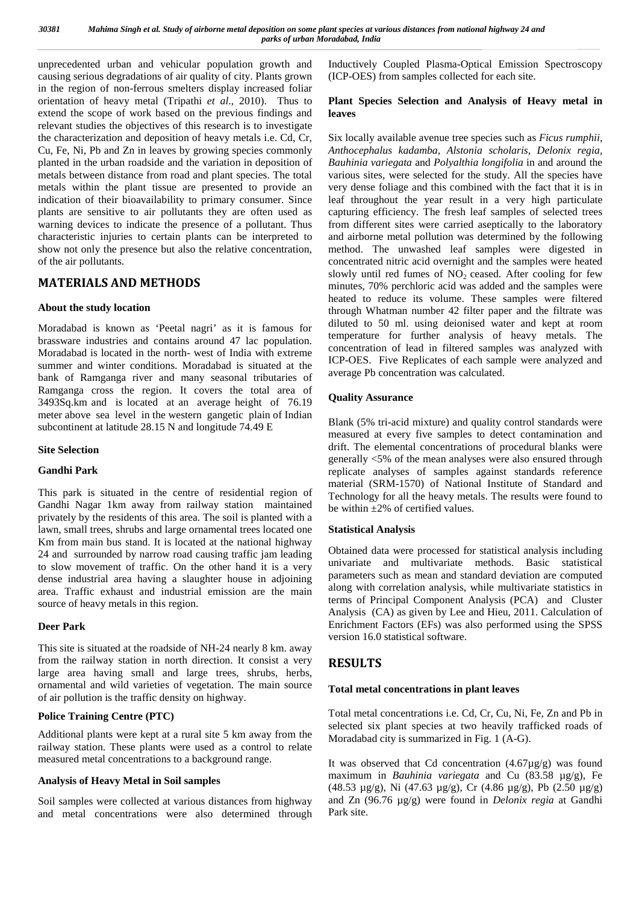unprecedented urban and vehicular population growth and causing serious degradations of air quality of city. Plants grown in the region of non-ferrous smelters display increased foliar orientation of heavy metal (Tripathi *et al*., 2010). Thus to extend the scope of work based on the previous findings and relevant studies the objectives of this research is to investigate the characterization and deposition of heavy metals i.e. Cd, Cr, Cu, Fe, Ni, Pb and Zn in leaves by growing species commonly planted in the urban roadside and the variation in deposition of metals between distance from road and plant species. The total metals within the plant tissue are presented to provide an indication of their bioavailability to primary consumer. Since plants are sensitive to air pollutants they are often used as warning devices to indicate the presence of a pollutant. Thus characteristic injuries to certain plants can be interpreted to show not only the presence but also the relative concentration, of the air pollutants.

## MATERIALS AND METHODS

### About the study location

Moradabad is known as 'Peetal nagri' as it is famous for brassware industries and contains around 47 lac population. Moradabad is located in the north- west of India with extreme summer and winter conditions. Moradabad is situated at the bank of Ramganga river and many seasonal tributaries of Ramganga cross the region. It covers the total area of 3493Sq.km and is located at an average height of 76.19 meter above sea level in the western gangetic plain of Indian subcontinent at latitude 28.15 N and longitude 74.49 E

### Site Selection

### Gandhi Park

This park is situated in the centre of residential region of Gandhi Nagar 1km away from railway station maintained privately by the residents of this area. The soil is planted with a lawn, small trees, shrubs and large ornamental trees located one Km from main bus stand. It is located at the national highway 24 and surrounded by narrow road causing traffic jam leading to slow movement of traffic. On the other hand it is a very dense industrial area having a slaughter house in adjoining area. Traffic exhaust and industrial emission are the main source of heavy metals in this region.

### Deer Park

This site is situated at the roadside of NH-24 nearly 8 km. away from the railway station in north direction. It consist a very large area having small and large trees, shrubs, herbs, ornamental and wild varieties of vegetation. The main source of air pollution is the traffic density on highway.

### Police Training Centre (PTC)

Additional plants were kept at a rural site 5 km away from the railway station. These plants were used as a control to relate measured metal concentrations to a background range.

### Analysis of Heavy Metal in Soil samples

Soil samples were collected at various distances from highway and metal concentrations were also determined through Inductively Coupled Plasma-Optical Emission Spectroscopy (ICP-OES) from samples collected for each site.

### Plant Species Selection and Analysis of Heavy metal in leaves

Six locally available avenue tree species such as *Ficus rumphii*, *Anthocephalus kadamba*, *Alstonia scholaris*, *Delonix regia*, *Bauhinia variegata* and *Polyalthia longifolia* in and around the various sites, were selected for the study. All the species have very dense foliage and this combined with the fact that it is in leaf throughout the year result in a very high particulate capturing efficiency. The fresh leaf samples of selected trees from different sites were carried aseptically to the laboratory and airborne metal pollution was determined by the following method. The unwashed leaf samples were digested in concentrated nitric acid overnight and the samples were heated slowly until red fumes of $NO_2$ ceased. After cooling for few minutes, 70% perchloric acid was added and the samples were heated to reduce its volume. These samples were filtered through Whatman number 42 filter paper and the filtrate was diluted to 50 ml. using deionised water and kept at room temperature for further analysis of heavy metals. The concentration of lead in filtered samples was analyzed with ICP-OES. Five Replicates of each sample were analyzed and average Pb concentration was calculated.

### Quality Assurance

Blank (5% tri-acid mixture) and quality control standards were measured at every five samples to detect contamination and drift. The elemental concentrations of procedural blanks were generally <5% of the mean analyses were also ensured through replicate analyses of samples against standards reference material (SRM-1570) of National Institute of Standard and Technology for all the heavy metals. The results were found to be within ±2% of certified values.

### Statistical Analysis

Obtained data were processed for statistical analysis including univariate and multivariate methods. Basic statistical parameters such as mean and standard deviation are computed along with correlation analysis, while multivariate statistics in terms of Principal Component Analysis (PCA) and Cluster Analysis (CA) as given by Lee and Hieu, 2011. Calculation of Enrichment Factors (EFs) was also performed using the SPSS version 16.0 statistical software.

## RESULTS

### Total metal concentrations in plant leaves

Total metal concentrations i.e. Cd, Cr, Cu, Ni, Fe, Zn and Pb in selected six plant species at two heavily trafficked roads of Moradabad city is summarized in Fig. 1 (A-G).

It was observed that Cd concentration (4.67µg/g) was found maximum in *Bauhinia variegata* and Cu (83.58 µg/g), Fe (48.53 µg/g), Ni (47.63 µg/g), Cr (4.86 µg/g), Pb (2.50 µg/g) and Zn (96.76 µg/g) were found in *Delonix regia* at Gandhi Park site.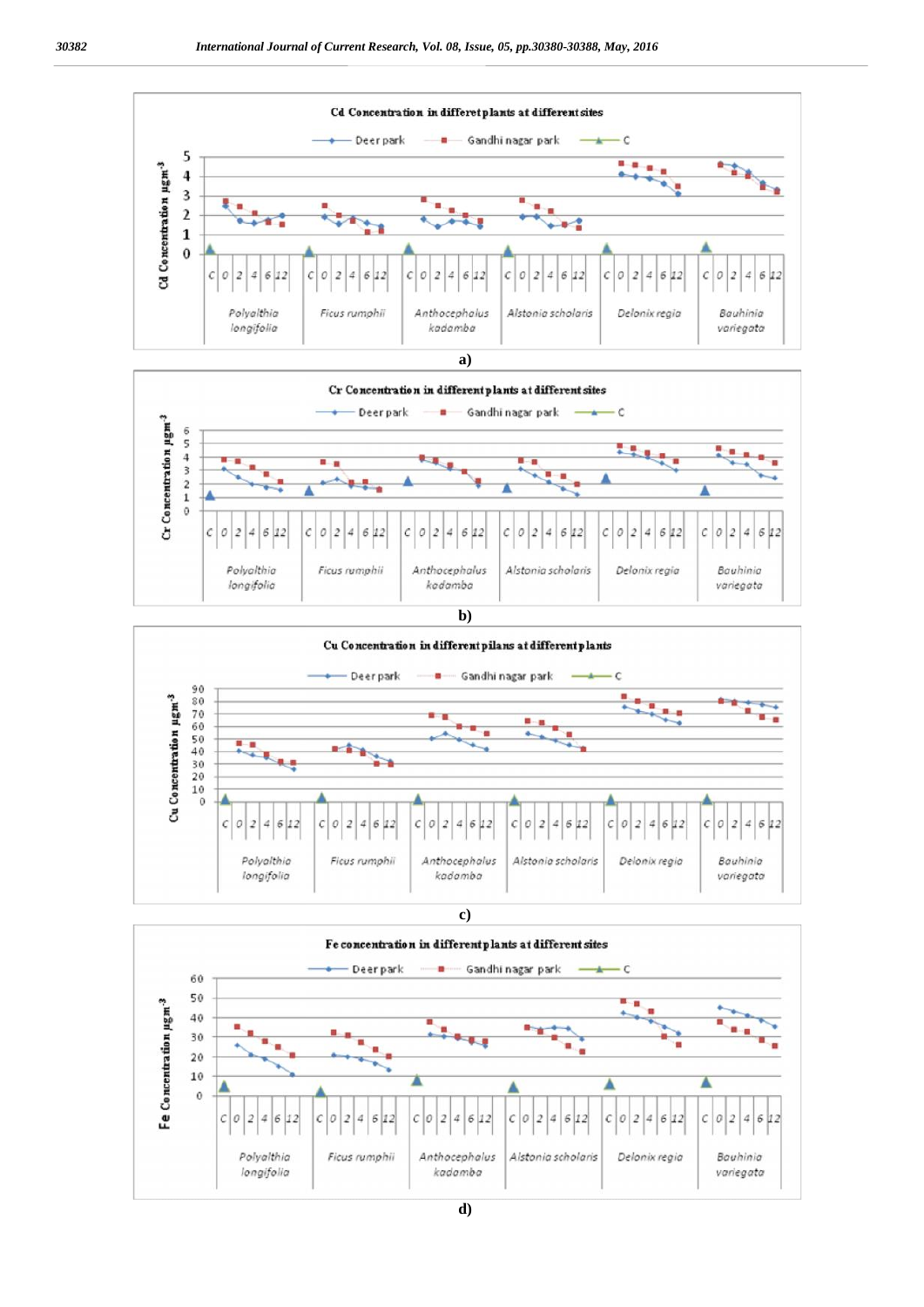**Cd Concentration in differet plants at different sites**

a)

**Cr Concentration in different plants at different sites**

b)

**Cu Concentration in different pilans at different plants**

c)

**Fe concentration in different plants at different sites**

d)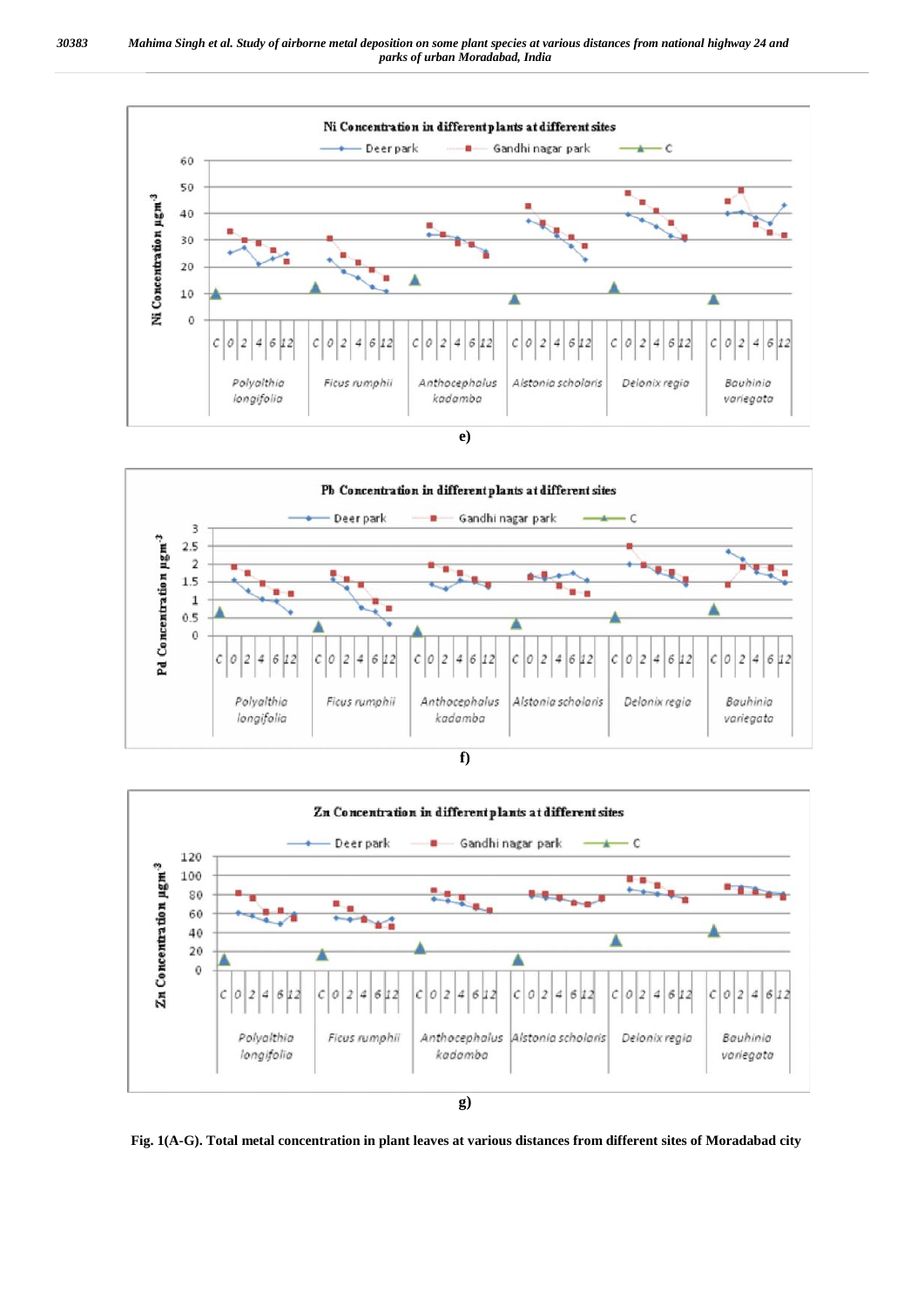**e)**

**f)**

**g)**

**Fig. 1(A-G). Total metal concentration in plant leaves at various distances from different sites of Moradabad city**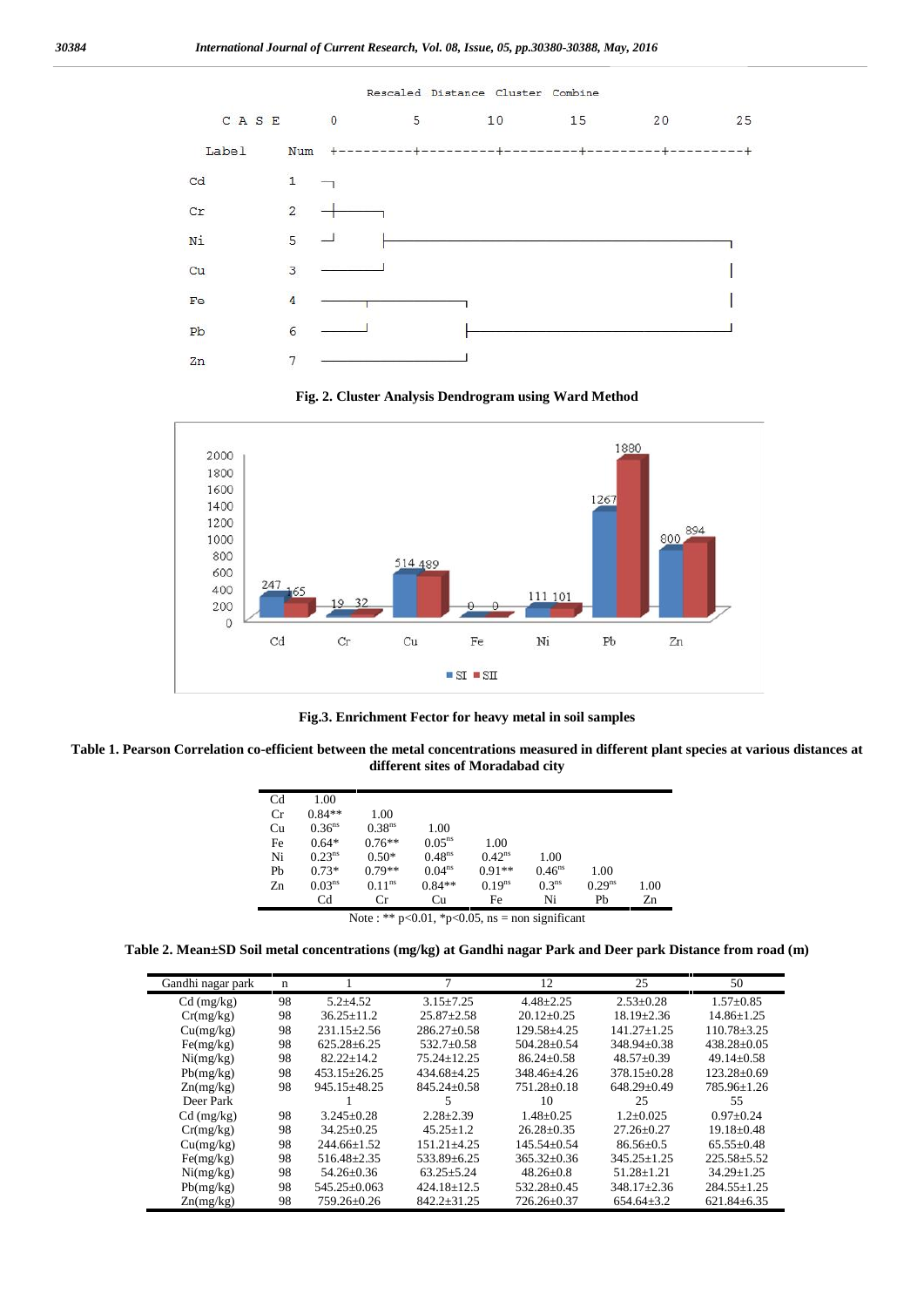**Fig. 2. Cluster Analysis Dendrogram using Ward Method**

**Fig.3. Enrichment Fector for heavy metal in soil samples**

**Table 1. Pearson Correlation co-efficient between the metal concentrations measured in different plant species at various distances at different sites of Moradabad city**

| | Cd | Cr | Cu | Fe | Ni | Pb | Zn |
|---|---|---|---|---|---|---|---|
| Cd | 1.00 | | | | | | |
| Cr | 0.84** | 1.00 | | | | | |
| Cu | 0.36$^{ns}$ | 0.38$^{ns}$ | 1.00 | | | | |
| Fe | 0.64* | 0.76** | 0.05$^{ns}$ | 1.00 | | | |
| Ni | 0.23$^{ns}$ | 0.50* | 0.48$^{ns}$ | 0.42$^{ns}$ | 1.00 | | |
| Pb | 0.73* | 0.79** | 0.04$^{ns}$ | 0.91** | 0.46$^{ns}$ | 1.00 | |
| Zn | 0.03$^{ns}$ | 0.11$^{ns}$ | 0.84** | 0.19$^{ns}$ | 0.3$^{ns}$ | 0.29$^{ns}$ | 1.00 |

Note : ** p<0.01, *p<0.05, ns = non significant

**Table 2. Mean±SD Soil metal concentrations (mg/kg) at Gandhi nagar Park and Deer park Distance from road (m)**

| Gandhi nagar park | n | 1 | 7 | 12 | 25 | 50 |
|---|---|---|---|---|---|---|
| Cd (mg/kg) | 98 | 5.2±4.52 | 3.15±7.25 | 4.48±2.25 | 2.53±0.28 | 1.57±0.85 |
| Cr(mg/kg) | 98 | 36.25±11.2 | 25.87±2.58 | 20.12±0.25 | 18.19±2.36 | 14.86±1.25 |
| Cu(mg/kg) | 98 | 231.15±2.56 | 286.27±0.58 | 129.58±4.25 | 141.27±1.25 | 110.78±3.25 |
| Fe(mg/kg) | 98 | 625.28±6.25 | 532.7±0.58 | 504.28±0.54 | 348.94±0.38 | 438.28±0.05 |
| Ni(mg/kg) | 98 | 82.22±14.2 | 75.24±12.25 | 86.24±0.58 | 48.57±0.39 | 49.14±0.58 |
| Pb(mg/kg) | 98 | 453.15±26.25 | 434.68±4.25 | 348.46±4.26 | 378.15±0.28 | 123.28±0.69 |
| Zn(mg/kg) | 98 | 945.15±48.25 | 845.24±0.58 | 751.28±0.18 | 648.29±0.49 | 785.96±1.26 |
| Deer Park | | 1 | 5 | 10 | 25 | 55 |
| Cd (mg/kg) | 98 | 3.245±0.28 | 2.28±2.39 | 1.48±0.25 | 1.2±0.025 | 0.97±0.24 |
| Cr(mg/kg) | 98 | 34.25±0.25 | 45.25±1.2 | 26.28±0.35 | 27.26±0.27 | 19.18±0.48 |
| Cu(mg/kg) | 98 | 244.66±1.52 | 151.21±4.25 | 145.54±0.54 | 86.56±0.5 | 65.55±0.48 |
| Fe(mg/kg) | 98 | 516.48±2.35 | 533.89±6.25 | 365.32±0.36 | 345.25±1.25 | 225.58±5.52 |
| Ni(mg/kg) | 98 | 54.26±0.36 | 63.25±5.24 | 48.26±0.8 | 51.28±1.21 | 34.29±1.25 |
| Pb(mg/kg) | 98 | 545.25±0.063 | 424.18±12.5 | 532.28±0.45 | 348.17±2.36 | 284.55±1.25 |
| Zn(mg/kg) | 98 | 759.26±0.26 | 842.2±31.25 | 726.26±0.37 | 654.64±3.2 | 621.84±6.35 |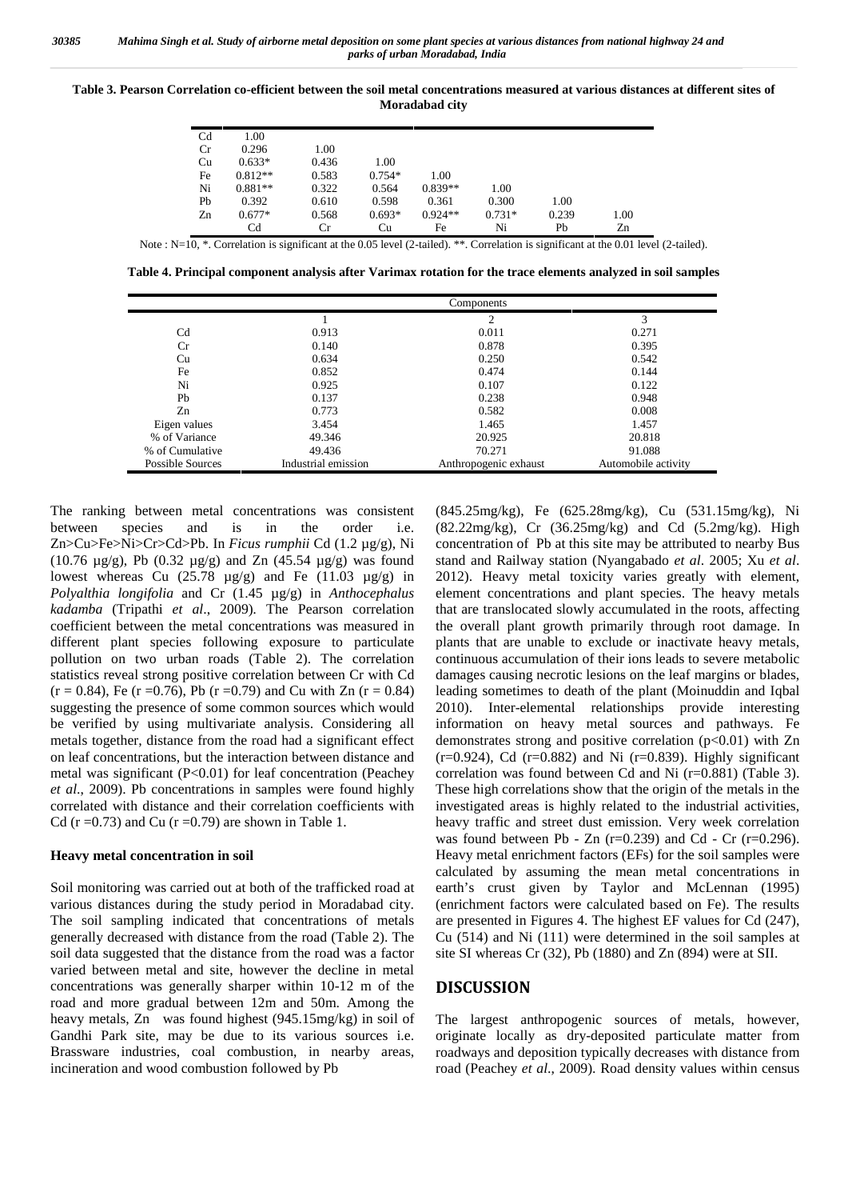**Table 3. Pearson Correlation co-efficient between the soil metal concentrations measured at various distances at different sites of Moradabad city**

| | Cd | Cr | Cu | Fe | Ni | Pb | Zn |
|---|---|---|---|---|---|---|---|
| Cd | 1.00 | | | | | | |
| Cr | 0.296 | 1.00 | | | | | |
| Cu | 0.633* | 0.436 | 1.00 | | | | |
| Fe | 0.812** | 0.583 | 0.754* | 1.00 | | | |
| Ni | 0.881** | 0.322 | 0.564 | 0.839** | 1.00 | | |
| Pb | 0.392 | 0.610 | 0.598 | 0.361 | 0.300 | 1.00 | |
| Zn | 0.677* | 0.568 | 0.693* | 0.924** | 0.731* | 0.239 | 1.00 |

Note : N=10, *. Correlation is significant at the 0.05 level (2-tailed). **. Correlation is significant at the 0.01 level (2-tailed).

**Table 4. Principal component analysis after Varimax rotation for the trace elements analyzed in soil samples**

| | Components | | |
|---|---|---|---|
| | 1 | 2 | 3 |
| Cd | 0.913 | 0.011 | 0.271 |
| Cr | 0.140 | 0.878 | 0.395 |
| Cu | 0.634 | 0.250 | 0.542 |
| Fe | 0.852 | 0.474 | 0.144 |
| Ni | 0.925 | 0.107 | 0.122 |
| Pb | 0.137 | 0.238 | 0.948 |
| Zn | 0.773 | 0.582 | 0.008 |
| Eigen values | 3.454 | 1.465 | 1.457 |
| % of Variance | 49.346 | 20.925 | 20.818 |
| % of Cumulative | 49.436 | 70.271 | 91.088 |
| Possible Sources | Industrial emission | Anthropogenic exhaust | Automobile activity |

The ranking between metal concentrations was consistent between species and is in the order i.e. Zn>Cu>Fe>Ni>Cr>Cd>Pb. In *Ficus rumphii* Cd (1.2 µg/g), Ni (10.76 µg/g), Pb (0.32 µg/g) and Zn (45.54 µg/g) was found lowest whereas Cu (25.78 µg/g) and Fe (11.03 µg/g) in *Polyalthia longifolia* and Cr (1.45 µg/g) in *Anthocephalus kadamba* (Tripathi *et al*., 2009). The Pearson correlation coefficient between the metal concentrations was measured in different plant species following exposure to particulate pollution on two urban roads (Table 2). The correlation statistics reveal strong positive correlation between Cr with Cd ($r = 0.84$), Fe ($r = 0.76$), Pb ($r = 0.79$) and Cu with Zn ($r = 0.84$) suggesting the presence of some common sources which would be verified by using multivariate analysis. Considering all metals together, distance from the road had a significant effect on leaf concentrations, but the interaction between distance and metal was significant ($P<0.01$) for leaf concentration (Peachey *et al*., 2009). Pb concentrations in samples were found highly correlated with distance and their correlation coefficients with Cd ($r = 0.73$) and Cu ($r = 0.79$) are shown in Table 1.

### Heavy metal concentration in soil

Soil monitoring was carried out at both of the trafficked road at various distances during the study period in Moradabad city. The soil sampling indicated that concentrations of metals generally decreased with distance from the road (Table 2). The soil data suggested that the distance from the road was a factor varied between metal and site, however the decline in metal concentrations was generally sharper within 10-12 m of the road and more gradual between 12m and 50m. Among the heavy metals, Zn was found highest (945.15mg/kg) in soil of Gandhi Park site, may be due to its various sources i.e. Brassware industries, coal combustion, in nearby areas, incineration and wood combustion followed by Pb (845.25mg/kg), Fe (625.28mg/kg), Cu (531.15mg/kg), Ni (82.22mg/kg), Cr (36.25mg/kg) and Cd (5.2mg/kg). High concentration of Pb at this site may be attributed to nearby Bus stand and Railway station (Nyangabado *et al*. 2005; Xu *et al*. 2012). Heavy metal toxicity varies greatly with element, element concentrations and plant species. The heavy metals that are translocated slowly accumulated in the roots, affecting the overall plant growth primarily through root damage. In plants that are unable to exclude or inactivate heavy metals, continuous accumulation of their ions leads to severe metabolic damages causing necrotic lesions on the leaf margins or blades, leading sometimes to death of the plant (Moinuddin and Iqbal 2010). Inter-elemental relationships provide interesting information on heavy metal sources and pathways. Fe demonstrates strong and positive correlation ($p<0.01$) with Zn ($r=0.924$), Cd ($r=0.882$) and Ni ($r=0.839$). Highly significant correlation was found between Cd and Ni ($r=0.881$) (Table 3). These high correlations show that the origin of the metals in the investigated areas is highly related to the industrial activities, heavy traffic and street dust emission. Very week correlation was found between Pb - Zn ($r=0.239$) and Cd - Cr ($r=0.296$). Heavy metal enrichment factors (EFs) for the soil samples were calculated by assuming the mean metal concentrations in earth's crust given by Taylor and McLennan (1995) (enrichment factors were calculated based on Fe). The results are presented in Figures 4. The highest EF values for Cd (247), Cu (514) and Ni (111) were determined in the soil samples at site SI whereas Cr (32), Pb (1880) and Zn (894) were at SII.

## DISCUSSION

The largest anthropogenic sources of metals, however, originate locally as dry-deposited particulate matter from roadways and deposition typically decreases with distance from road (Peachey *et al*., 2009). Road density values within census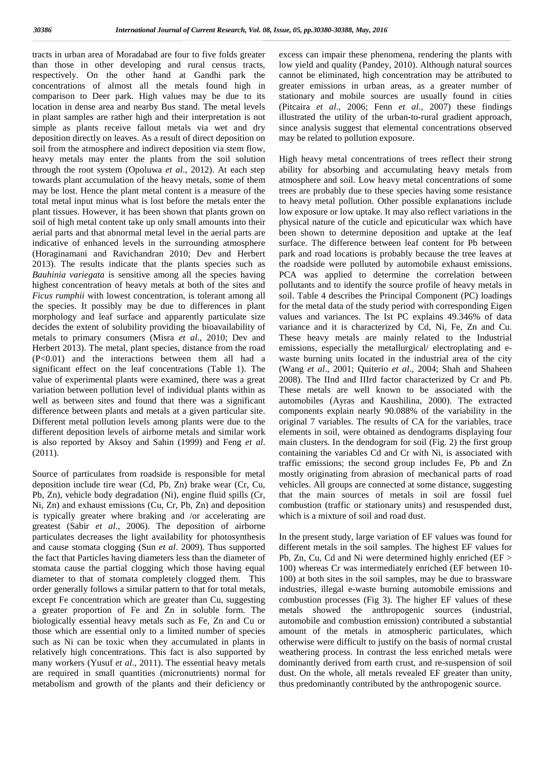tracts in urban area of Moradabad are four to five folds greater than those in other developing and rural census tracts, respectively. On the other hand at Gandhi park the concentrations of almost all the metals found high in comparison to Deer park. High values may be due to its location in dense area and nearby Bus stand. The metal levels in plant samples are rather high and their interpretation is not simple as plants receive fallout metals via wet and dry deposition directly on leaves. As a result of direct deposition on soil from the atmosphere and indirect deposition via stem flow, heavy metals may enter the plants from the soil solution through the root system (Opoluwa *et al*., 2012). At each step towards plant accumulation of the heavy metals, some of them may be lost. Hence the plant metal content is a measure of the total metal input minus what is lost before the metals enter the plant tissues. However, it has been shown that plants grown on soil of high metal content take up only small amounts into their aerial parts and that abnormal metal level in the aerial parts are indicative of enhanced levels in the surrounding atmosphere (Horaginamani and Ravichandran 2010; Dev and Herbert 2013). The results indicate that the plants species such as *Bauhinia variegata* is sensitive among all the species having highest concentration of heavy metals at both of the sites and *Ficus rumphii* with lowest concentration, is tolerant among all the species. It possibly may be due to differences in plant morphology and leaf surface and apparently particulate size decides the extent of solubility providing the bioavailability of metals to primary consumers (Misra *et al*., 2010; Dev and Herbert 2013). The metal, plant species, distance from the road ($P<0.01$) and the interactions between them all had a significant effect on the leaf concentrations (Table 1). The value of experimental plants were examined, there was a great variation between pollution level of individual plants within as well as between sites and found that there was a significant difference between plants and metals at a given particular site. Different metal pollution levels among plants were due to the different deposition levels of airborne metals and similar work is also reported by Aksoy and Sahin (1999) and Feng *et al*. (2011).

Source of particulates from roadside is responsible for metal deposition include tire wear (Cd, Pb, Zn) brake wear (Cr, Cu, Pb, Zn), vehicle body degradation (Ni), engine fluid spills (Cr, Ni, Zn) and exhaust emissions (Cu, Cr, Pb, Zn) and deposition is typically greater where braking and /or accelerating are greatest (Sabir *et al*., 2006). The deposition of airborne particulates decreases the light availability for photosynthesis and cause stomata clogging (Sun *et al*. 2009). Thus supported the fact that Particles having diameters less than the diameter of stomata cause the partial clogging which those having equal diameter to that of stomata completely clogged them. This order generally follows a similar pattern to that for total metals, except Fe concentration which are greater than Cu, suggesting a greater proportion of Fe and Zn in soluble form. The biologically essential heavy metals such as Fe, Zn and Cu or those which are essential only to a limited number of species such as Ni can be toxic when they accumulated in plants in relatively high concentrations. This fact is also supported by many workers (Yusuf *et al*., 2011). The essential heavy metals are required in small quantities (micronutrients) normal for metabolism and growth of the plants and their deficiency or excess can impair these phenomena, rendering the plants with low yield and quality (Pandey, 2010). Although natural sources cannot be eliminated, high concentration may be attributed to greater emissions in urban areas, as a greater number of stationary and mobile sources are usually found in cities (Pitcaira *et al*., 2006; Fenn *et al*., 2007) these findings illustrated the utility of the urban-to-rural gradient approach, since analysis suggest that elemental concentrations observed may be related to pollution exposure.

High heavy metal concentrations of trees reflect their strong ability for absorbing and accumulating heavy metals from atmosphere and soil. Low heavy metal concentrations of some trees are probably due to these species having some resistance to heavy metal pollution. Other possible explanations include low exposure or low uptake. It may also reflect variations in the physical nature of the cuticle and epicuticular wax which have been shown to determine deposition and uptake at the leaf surface. The difference between leaf content for Pb between park and road locations is probably because the tree leaves at the roadside were polluted by automobile exhaust emissions. PCA was applied to determine the correlation between pollutants and to identify the source profile of heavy metals in soil. Table 4 describes the Principal Component (PC) loadings for the metal data of the study period with corresponding Eigen values and variances. The Ist PC explains 49.346% of data variance and it is characterized by Cd, Ni, Fe, Zn and Cu. These heavy metals are mainly related to the Industrial emissions, especially the metallurgical/ electroplating and e-waste burning units located in the industrial area of the city (Wang *et al*., 2001; Quiterio *et al*., 2004; Shah and Shaheen 2008). The IInd and IIIrd factor characterized by Cr and Pb. These metals are well known to be associated with the automobiles (Ayras and Kaushilina, 2000). The extracted components explain nearly 90.088% of the variability in the original 7 variables. The results of CA for the variables, trace elements in soil, were obtained as dendograms displaying four main clusters. In the dendogram for soil (Fig. 2) the first group containing the variables Cd and Cr with Ni, is associated with traffic emissions; the second group includes Fe, Pb and Zn mostly originating from abrasion of mechanical parts of road vehicles. All groups are connected at some distance, suggesting that the main sources of metals in soil are fossil fuel combustion (traffic or stationary units) and resuspended dust, which is a mixture of soil and road dust.

In the present study, large variation of EF values was found for different metals in the soil samples. The highest EF values for Pb, Zn, Cu, Cd and Ni were determined highly enriched (EF > 100) whereas Cr was intermediately enriched (EF between 10-100) at both sites in the soil samples, may be due to brassware industries, illegal e-waste burning automobile emissions and combustion processes (Fig 3). The higher EF values of these metals showed the anthropogenic sources (industrial, automobile and combustion emission) contributed a substantial amount of the metals in atmospheric particulates, which otherwise were difficult to justify on the basis of normal crustal weathering process. In contrast the less enriched metals were dominantly derived from earth crust, and re-suspension of soil dust. On the whole, all metals revealed EF greater than unity, thus predominantly contributed by the anthropogenic source.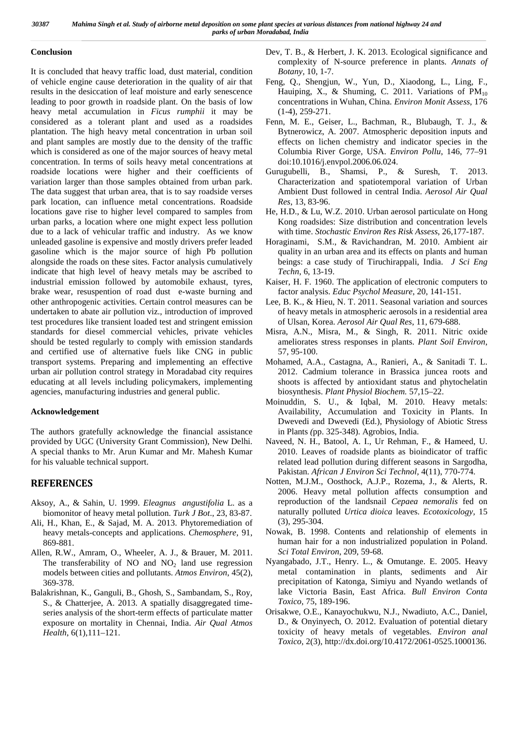## Conclusion

It is concluded that heavy traffic load, dust material, condition of vehicle engine cause deterioration in the quality of air that results in the desiccation of leaf moisture and early senescence leading to poor growth in roadside plant. On the basis of low heavy metal accumulation in *Ficus rumphii* it may be considered as a tolerant plant and used as a roadsides plantation. The high heavy metal concentration in urban soil and plant samples are mostly due to the density of the traffic which is considered as one of the major sources of heavy metal concentration. In terms of soils heavy metal concentrations at roadside locations were higher and their coefficients of variation larger than those samples obtained from urban park. The data suggest that urban area, that is to say roadside verses park location, can influence metal concentrations. Roadside locations gave rise to higher level compared to samples from urban parks, a location where one might expect less pollution due to a lack of vehicular traffic and industry. As we know unleaded gasoline is expensive and mostly drivers prefer leaded gasoline which is the major source of high Pb pollution alongside the roads on these sites. Factor analysis cumulatively indicate that high level of heavy metals may be ascribed to industrial emission followed by automobile exhaust, tyres, brake wear, resuspention of road dust e-waste burning and other anthropogenic activities. Certain control measures can be undertaken to abate air pollution viz., introduction of improved test procedures like transient loaded test and stringent emission standards for diesel commercial vehicles, private vehicles should be tested regularly to comply with emission standards and certified use of alternative fuels like CNG in public transport systems. Preparing and implementing an effective urban air pollution control strategy in Moradabad city requires educating at all levels including policymakers, implementing agencies, manufacturing industries and general public.

## Acknowledgement

The authors gratefully acknowledge the financial assistance provided by UGC (University Grant Commission), New Delhi. A special thanks to Mr. Arun Kumar and Mr. Mahesh Kumar for his valuable technical support.

## REFERENCES

Aksoy, A., & Sahin, U. 1999. *Eleagnus angustifolia* L. as a biomonitor of heavy metal pollution. *Turk J Bot*., 23, 83-87.

Ali, H., Khan, E., & Sajad, M. A. 2013. Phytoremediation of heavy metals-concepts and applications. *Chemosphere,* 91, 869-881.

Allen, R.W., Amram, O., Wheeler, A. J., & Brauer, M. 2011. The transferability of NO and $NO_2$ land use regression models between cities and pollutants. *Atmos Environ*, 45(2), 369-378.

Balakrishnan, K., Ganguli, B., Ghosh, S., Sambandam, S., Roy, S., & Chatterjee, A. 2013. A spatially disaggregated time-series analysis of the short-term effects of particulate matter exposure on mortality in Chennai, India. *Air Qual Atmos Health*, 6(1),111–121.

Dev, T. B., & Herbert, J. K. 2013. Ecological significance and complexity of N-source preference in plants. *Annats of Botany*, 10, 1-7.

Feng, Q., Shengjun, W., Yun, D., Xiaodong, L., Ling, F., Hauiping, X., & Shuming, C. 2011. Variations of $PM_{10}$ concentrations in Wuhan, China. *Environ Monit Assess*, 176 (1-4), 259-271.

Fenn, M. E., Geiser, L., Bachman, R., Blubaugh, T. J., & Bytnerowicz, A. 2007. Atmospheric deposition inputs and effects on lichen chemistry and indicator species in the Columbia River Gorge, USA. *Environ Pollu*, 146, 77–91 doi:10.1016/j.envpol.2006.06.024.

Gurugubelli, B., Shamsi, P., & Suresh, T. 2013. Characterization and spatiotemporal variation of Urban Ambient Dust followed in central India. *Aerosol Air Qual Res*, 13, 83-96.

He, H.D., & Lu, W.Z. 2010. Urban aerosol particulate on Hong Kong roadsides: Size distribution and concentration levels with time. *Stochastic Environ Res Risk Assess*, 26,177-187.

Horaginami, S.M., & Ravichandran, M. 2010. Ambient air quality in an urban area and its effects on plants and human beings: a case study of Tiruchirappali, India. *J Sci Eng Techn*, 6, 13-19.

Kaiser, H. F. 1960. The application of electronic computers to factor analysis. *Educ Psychol Measure*, 20, 141-151.

Lee, B. K., & Hieu, N. T. 2011. Seasonal variation and sources of heavy metals in atmospheric aerosols in a residential area of Ulsan, Korea. *Aerosol Air Qual Res,* 11, 679-688.

Misra, A.N., Misra, M., & Singh, R. 2011. Nitric oxide ameliorates stress responses in plants. *Plant Soil Environ*, 57, 95-100.

Mohamed, A.A., Castagna, A., Ranieri, A., & Sanitadi T. L. 2012. Cadmium tolerance in Brassica juncea roots and shoots is affected by antioxidant status and phytochelatin biosynthesis. *Plant Physiol Biochem.* 57,15–22.

Moinuddin, S. U., & Iqbal, M. 2010. Heavy metals: Availability, Accumulation and Toxicity in Plants. In Dwevedi and Dwevedi (Ed.), Physiology of Abiotic Stress in Plants *(*pp. 325-348). Agrobios, India.

Naveed, N. H., Batool, A. I., Ur Rehman, F., & Hameed, U. 2010. Leaves of roadside plants as bioindicator of traffic related lead pollution during different seasons in Sargodha, Pakistan. *African J Environ Sci Technol,* 4(11), 770-774.

Notten, M.J.M., Oosthock, A.J.P., Rozema, J., & Alerts, R. 2006. Heavy metal pollution affects consumption and reproduction of the landsnail *Cepaea nemoralis* fed on naturally polluted *Urtica dioica* leaves. *Ecotoxicology,* 15 (3), 295-304.

Nowak, B. 1998. Contents and relationship of elements in human hair for a non industrialized population in Poland. *Sci Total Environ*, 209, 59-68.

Nyangabado, J.T., Henry. L., & Omutange. E. 2005. Heavy metal contamination in plants, sediments and Air precipitation of Katonga, Simiyu and Nyando wetlands of lake Victoria Basin, East Africa. *Bull Environ Conta Toxico*, 75, 189-196.

Orisakwe, O.E., Kanayochukwu, N.J., Nwadiuto, A.C., Daniel, D., & Onyinyech, O. 2012. Evaluation of potential dietary toxicity of heavy metals of vegetables. *Environ anal Toxico,* 2(3), http://dx.doi.org/10.4172/2061-0525.1000136.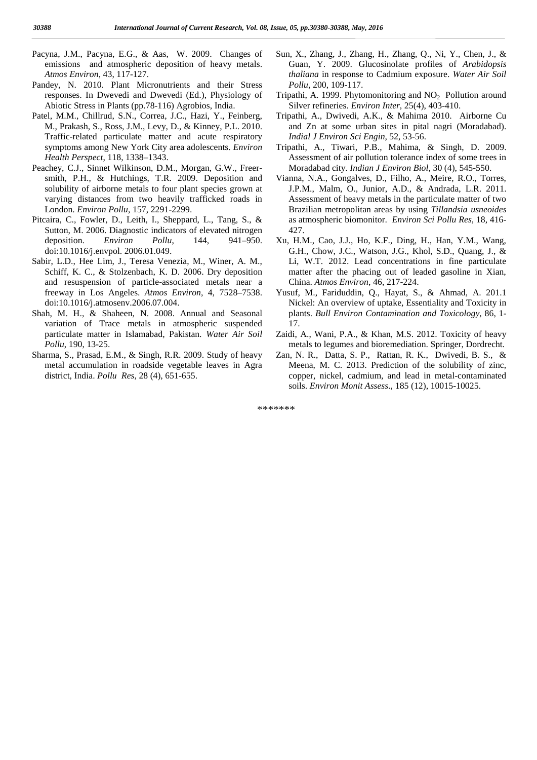Pacyna, J.M., Pacyna, E.G., & Aas, W. 2009. Changes of emissions and atmospheric deposition of heavy metals. *Atmos Environ*, 43, 117-127.

Pandey, N. 2010. Plant Micronutrients and their Stress responses. In Dwevedi and Dwevedi (Ed.), Physiology of Abiotic Stress in Plants (pp.78-116) Agrobios, India.

Patel, M.M., Chillrud, S.N., Correa, J.C., Hazi, Y., Feinberg, M., Prakash, S., Ross, J.M., Levy, D., & Kinney, P.L. 2010. Traffic-related particulate matter and acute respiratory symptoms among New York City area adolescents. *Environ Health Perspect*, 118, 1338–1343.

Peachey, C.J., Sinnet Wilkinson, D.M., Morgan, G.W., Freer-smith, P.H., & Hutchings, T.R. 2009. Deposition and solubility of airborne metals to four plant species grown at varying distances from two heavily trafficked roads in London. *Environ Pollu*, 157, 2291-2299.

Pitcaira, C., Fowler, D., Leith, I., Sheppard, L., Tang, S., & Sutton, M. 2006. Diagnostic indicators of elevated nitrogen deposition. *Environ Pollu*, 144, 941–950. doi:10.1016/j.envpol. 2006.01.049.

Sabir, L.D., Hee Lim, J., Teresa Venezia, M., Winer, A. M., Schiff, K. C., & Stolzenbach, K. D. 2006. Dry deposition and resuspension of particle-associated metals near a freeway in Los Angeles. *Atmos Environ*, 4, 7528–7538. doi:10.1016/j.atmosenv.2006.07.004.

Shah, M. H., & Shaheen, N. 2008. Annual and Seasonal variation of Trace metals in atmospheric suspended particulate matter in Islamabad, Pakistan. *Water Air Soil Pollu*, 190, 13-25.

Sharma, S., Prasad, E.M., & Singh, R.R. 2009. Study of heavy metal accumulation in roadside vegetable leaves in Agra district, India. *Pollu Res*, 28 (4), 651-655.

Sun, X., Zhang, J., Zhang, H., Zhang, Q., Ni, Y., Chen, J., & Guan, Y. 2009. Glucosinolate profiles of *Arabidopsis thaliana* in response to Cadmium exposure. *Water Air Soil Pollu*, 200, 109-117.

Tripathi, A. 1999. Phytomonitoring and $NO_2$ Pollution around Silver refineries. *Environ Inter*, 25(4), 403-410.

Tripathi, A., Dwivedi, A.K., & Mahima 2010. Airborne Cu and Zn at some urban sites in pital nagri (Moradabad). *Indial J Environ Sci Engin*, 52, 53-56.

Tripathi, A., Tiwari, P.B., Mahima, & Singh, D. 2009. Assessment of air pollution tolerance index of some trees in Moradabad city. *Indian J Environ Biol*, 30 (4), 545-550.

Vianna, N.A., Gongalves, D., Filho, A., Meire, R.O., Torres, J.P.M., Malm, O., Junior, A.D., & Andrada, L.R. 2011. Assessment of heavy metals in the particulate matter of two Brazilian metropolitan areas by using *Tillandsia usneoides* as atmospheric biomonitor. *Environ Sci Pollu Res*, 18, 416-427.

Xu, H.M., Cao, J.J., Ho, K.F., Ding, H., Han, Y.M., Wang, G.H., Chow, J.C., Watson, J.G., Khol, S.D., Quang, J., & Li, W.T. 2012. Lead concentrations in fine particulate matter after the phacing out of leaded gasoline in Xian, China. *Atmos Environ*, 46, 217-224.

Yusuf, M., Fariduddin, Q., Hayat, S., & Ahmad, A. 201.1 Nickel: An overview of uptake, Essentiality and Toxicity in plants. *Bull Environ Contamination and Toxicology*, 86, 1-17.

Zaidi, A., Wani, P.A., & Khan, M.S. 2012. Toxicity of heavy metals to legumes and bioremediation. Springer, Dordrecht.

Zan, N. R., Datta, S. P., Rattan, R. K., Dwivedi, B. S., & Meena, M. C. 2013. Prediction of the solubility of zinc, copper, nickel, cadmium, and lead in metal-contaminated soils. *Environ Monit Assess*., 185 (12), 10015-10025.

*******